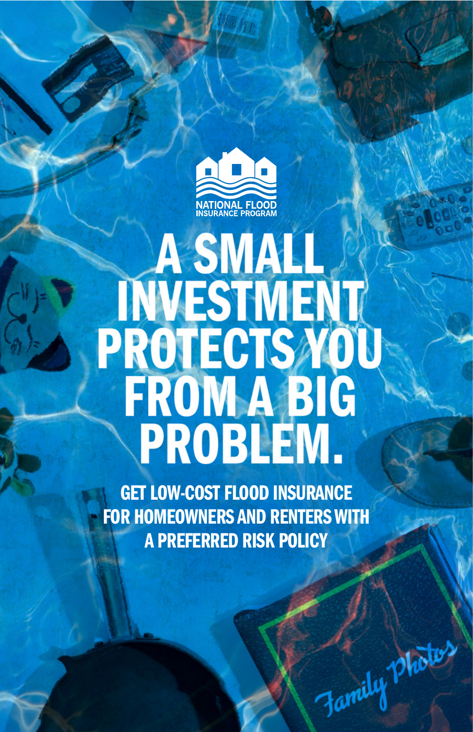NATIONAL FLOOD INSURANCE PROGRAM

# A SMALL INVESTMENT PROTECTS YOU FROM A BIG PROBLEM.

## GET LOW-COST FLOOD INSURANCE FOR HOMEOWNERS AND RENTERS WITH A PREFERRED RISK POLICY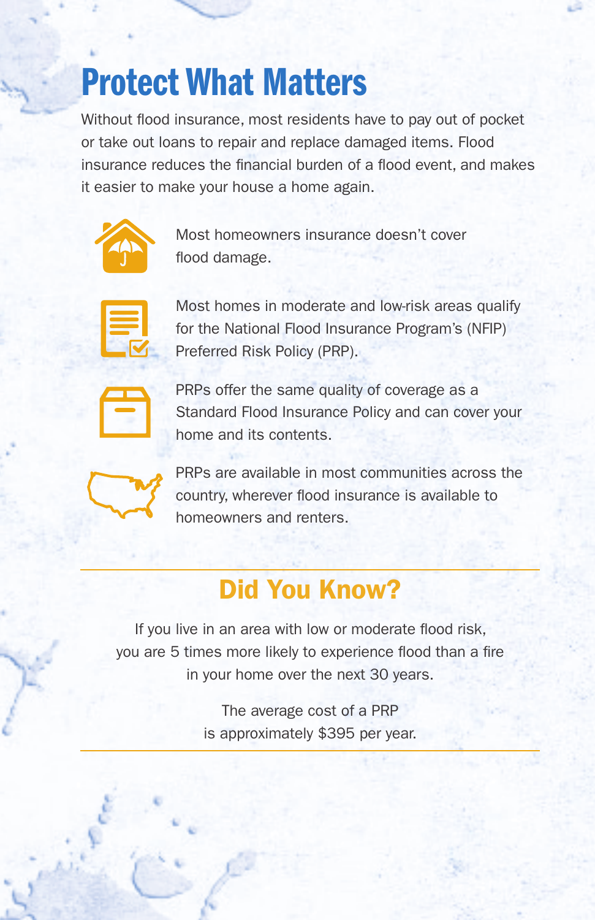# Protect What Matters

Without flood insurance, most residents have to pay out of pocket or take out loans to repair and replace damaged items. Flood insurance reduces the financial burden of a flood event, and makes it easier to make your house a home again.

- Most homeowners insurance doesn't cover flood damage.
- Most homes in moderate and low-risk areas qualify for the National Flood Insurance Program's (NFIP) Preferred Risk Policy (PRP).
- PRPs offer the same quality of coverage as a Standard Flood Insurance Policy and can cover your home and its contents.
- PRPs are available in most communities across the country, wherever flood insurance is available to homeowners and renters.

## Did You Know?

If you live in an area with low or moderate flood risk, you are 5 times more likely to experience flood than a fire in your home over the next 30 years.

The average cost of a PRP is approximately $395 per year.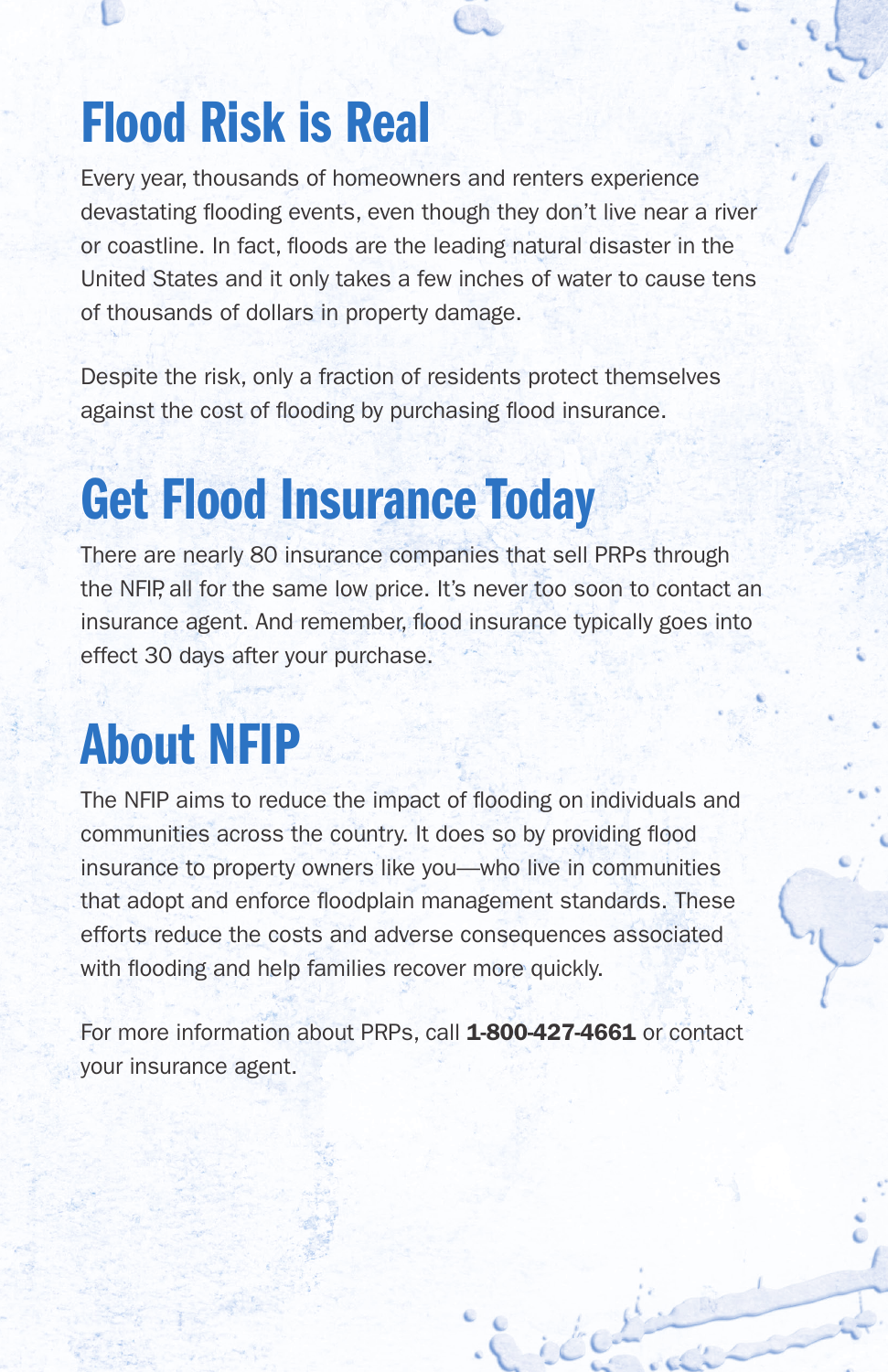# Flood Risk is Real

Every year, thousands of homeowners and renters experience devastating flooding events, even though they don't live near a river or coastline. In fact, floods are the leading natural disaster in the United States and it only takes a few inches of water to cause tens of thousands of dollars in property damage.

Despite the risk, only a fraction of residents protect themselves against the cost of flooding by purchasing flood insurance.

# Get Flood Insurance Today

There are nearly 80 insurance companies that sell PRPs through the NFIP, all for the same low price. It's never too soon to contact an insurance agent. And remember, flood insurance typically goes into effect 30 days after your purchase.

# About NFIP

The NFIP aims to reduce the impact of flooding on individuals and communities across the country. It does so by providing flood insurance to property owners like you—who live in communities that adopt and enforce floodplain management standards. These efforts reduce the costs and adverse consequences associated with flooding and help families recover more quickly.

For more information about PRPs, call **1-800-427-4661** or contact your insurance agent.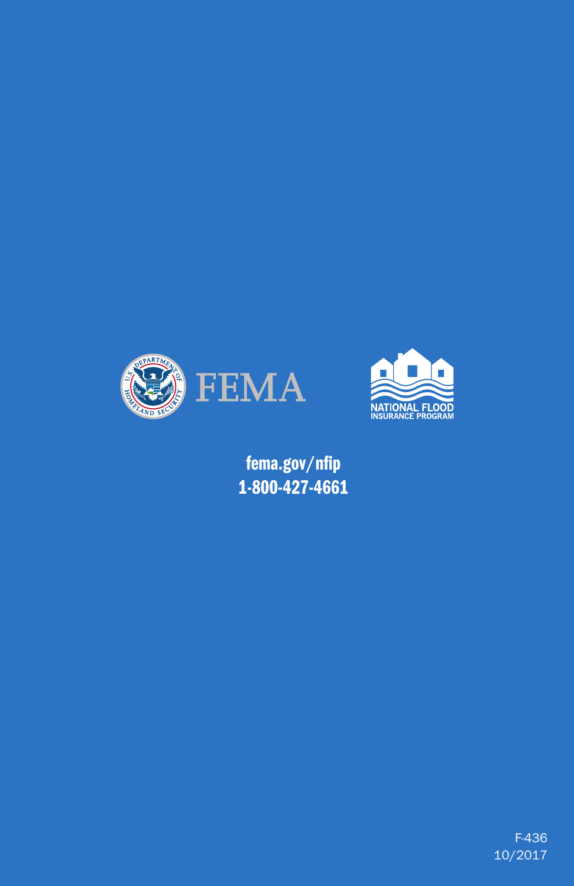FEMA

NATIONAL FLOOD INSURANCE PROGRAM

fema.gov/nfip
1-800-427-4661

F-436
10/2017